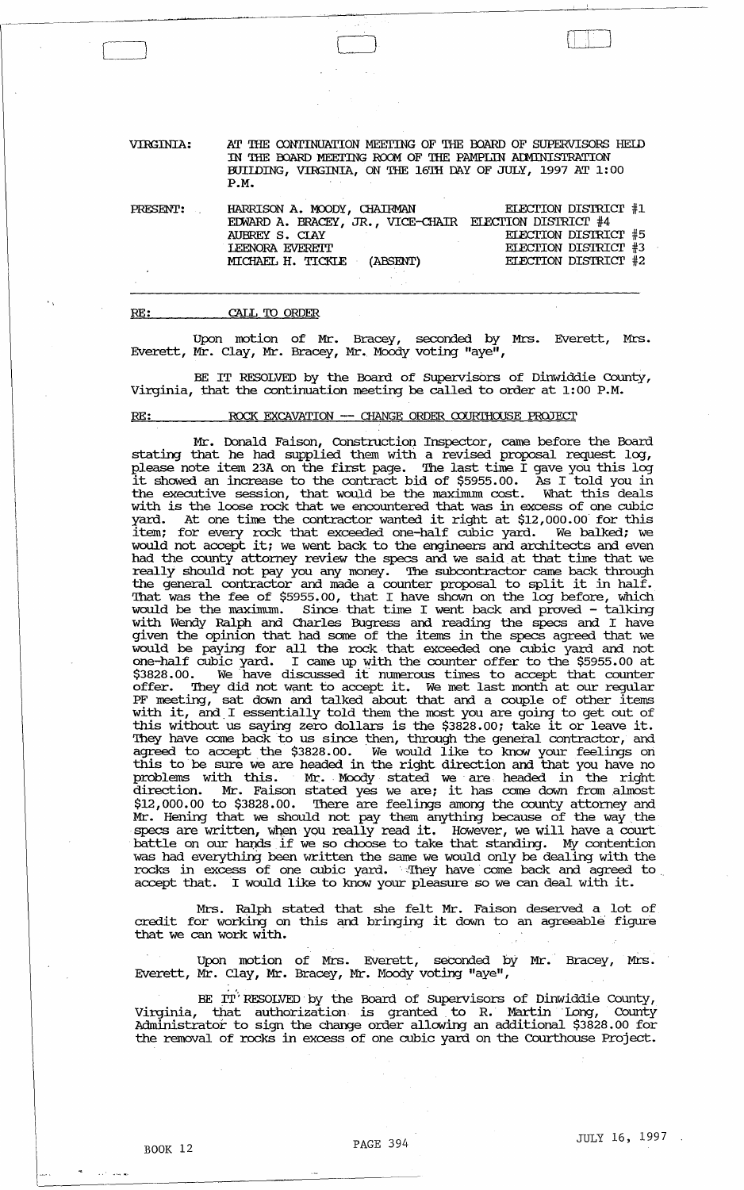VIRGINIA: AT THE CONTINUATION MEETING OF THE BOARD OF SUPERVISORS HELD IN THE BOARD MEETING ROOM OF THE PAMPLIN ADMINISTRATION BUILDING, VIRGINIA, ON THE 16TH DAY OF JULY, 1997 AT 1:00 P.M.

| PRESENT: | | |
|---|---|---|
| | HARRISON A. MOODY, CHAIRMAN | ELECTION DISTRICT #1 |
| | EDWARD A. BRACEY, JR., VICE-CHAIR | ELECTION DISTRICT #4 |
| | AUBREY S. CLAY | ELECTION DISTRICT #5 |
| | LEENORA EVERETT | ELECTION DISTRICT #3 |
| | MICHAEL H. TICKLE (ABSENT) | ELECTION DISTRICT #2 |

RE: CALL TO ORDER

Upon motion of Mr. Bracey, seconded by Mrs. Everett, Mrs. Everett, Mr. Clay, Mr. Bracey, Mr. Moody voting "aye",

BE IT RESOLVED by the Board of Supervisors of Dinwiddie County, Virginia, that the continuation meeting be called to order at 1:00 P.M.

RE: ROCK EXCAVATION -- CHANGE ORDER COURTHOUSE PROJECT

Mr. Donald Faison, Construction Inspector, came before the Board stating that he had supplied them with a revised proposal request log, please note item 23A on the first page. The last time I gave you this log it showed an increase to the contract bid of $5955.00. As I told you in the executive session, that would be the maximum cost. What this deals with is the loose rock that we encountered that was in excess of one cubic yard. At one time the contractor wanted it right at $12,000.00 for this item; for every rock that exceeded one-half cubic yard. We balked; we would not accept it; we went back to the engineers and architects and even had the county attorney review the specs and we said at that time that we really should not pay you any money. The subcontractor came back through the general contractor and made a counter proposal to split it in half. That was the fee of $5955.00, that I have shown on the log before, which would be the maximum. Since that time I went back and proved - talking with Wendy Ralph and Charles Bugress and reading the specs and I have given the opinion that had some of the items in the specs agreed that we would be paying for all the rock that exceeded one cubic yard and not one-half cubic yard. I came up with the counter offer to the $5955.00 at $3828.00. We have discussed it numerous times to accept that counter offer. They did not want to accept it. We met last month at our regular PF meeting, sat down and talked about that and a couple of other items with it, and I essentially told them the most you are going to get out of this without us saying zero dollars is the $3828.00; take it or leave it. They have come back to us since then, through the general contractor, and agreed to accept the $3828.00. We would like to know your feelings on this to be sure we are headed in the right direction and that you have no problems with this. Mr. Moody stated we are headed in the right direction. Mr. Faison stated yes we are; it has come down from almost $12,000.00 to $3828.00. There are feelings among the county attorney and Mr. Hening that we should not pay them anything because of the way the specs are written, when you really read it. However, we will have a court battle on our hands if we so choose to take that standing. My contention was had everything been written the same we would only be dealing with the rocks in excess of one cubic yard. They have come back and agreed to accept that. I would like to know your pleasure so we can deal with it.

Mrs. Ralph stated that she felt Mr. Faison deserved a lot of credit for working on this and bringing it down to an agreeable figure that we can work with.

Upon motion of Mrs. Everett, seconded by Mr. Bracey, Mrs. Everett, Mr. Clay, Mr. Bracey, Mr. Moody voting "aye",

BE IT RESOLVED by the Board of Supervisors of Dinwiddie County, Virginia, that authorization is granted to R. Martin Long, County Administrator to sign the change order allowing an additional $3828.00 for the removal of rocks in excess of one cubic yard on the Courthouse Project.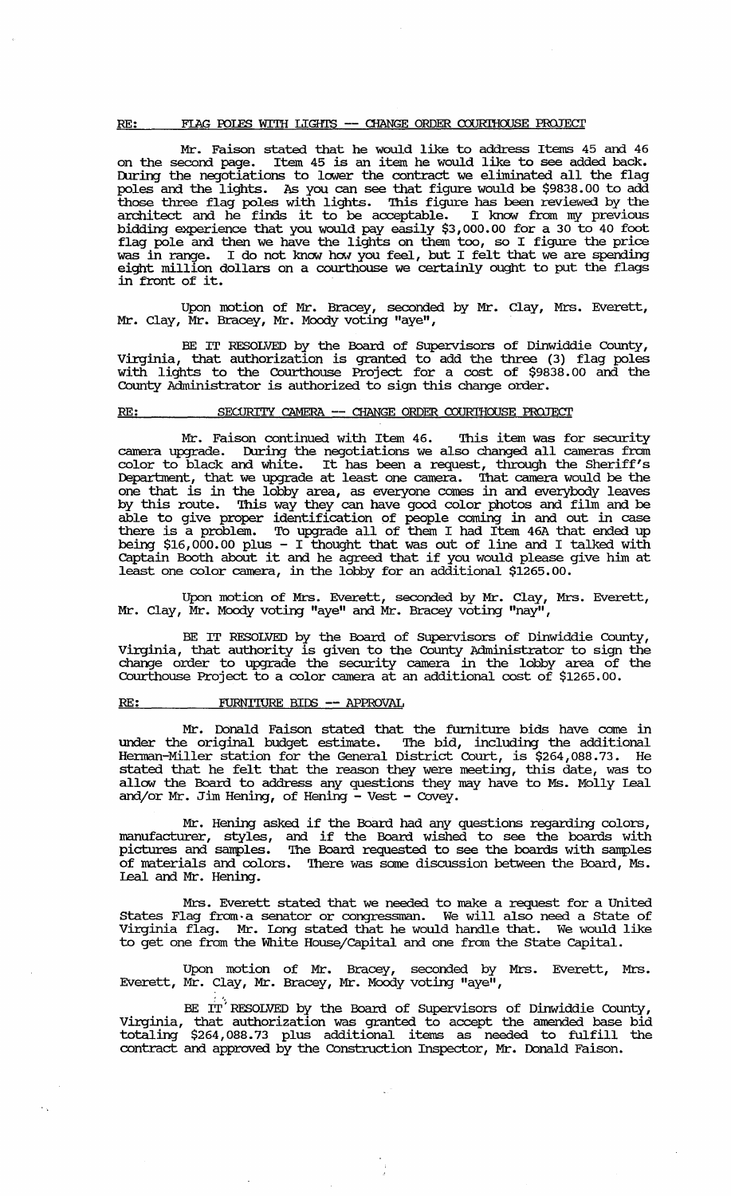RE: FLAG POLES WITH LIGHTS -- CHANGE ORDER COURTHOUSE PROJECT

Mr. Faison stated that he would like to address Items 45 and 46 on the second page. Item 45 is an item he would like to see added back. During the negotiations to lower the contract we eliminated all the flag poles and the lights. As you can see that figure would be $9838.00 to add those three flag poles with lights. This figure has been reviewed by the architect and he finds it to be acceptable. I know from my previous bidding experience that you would pay easily $3,000.00 for a 30 to 40 foot flag pole and then we have the lights on them too, so I figure the price was in range. I do not know how you feel, but I felt that we are spending eight million dollars on a courthouse we certainly ought to put the flags in front of it.

Upon motion of Mr. Bracey, seconded by Mr. Clay, Mrs. Everett, Mr. Clay, Mr. Bracey, Mr. Moody voting "aye",

BE IT RESOLVED by the Board of Supervisors of Dinwiddie County, Virginia, that authorization is granted to add the three (3) flag poles with lights to the Courthouse Project for a cost of $9838.00 and the County Administrator is authorized to sign this change order.

RE: SECURITY CAMERA -- CHANGE ORDER COURTHOUSE PROJECT

Mr. Faison continued with Item 46. This item was for security camera upgrade. During the negotiations we also changed all cameras from color to black and white. It has been a request, through the Sheriff's Department, that we upgrade at least one camera. That camera would be the one that is in the lobby area, as everyone comes in and everybody leaves by this route. This way they can have good color photos and film and be able to give proper identification of people coming in and out in case there is a problem. To upgrade all of them I had Item 46A that ended up being $16,000.00 plus - I thought that was out of line and I talked with Captain Booth about it and he agreed that if you would please give him at least one color camera, in the lobby for an additional $1265.00.

Upon motion of Mrs. Everett, seconded by Mr. Clay, Mrs. Everett, Mr. Clay, Mr. Moody voting "aye" and Mr. Bracey voting "nay",

BE IT RESOLVED by the Board of Supervisors of Dinwiddie County, Virginia, that authority is given to the County Administrator to sign the change order to upgrade the security camera in the lobby area of the Courthouse Project to a color camera at an additional cost of $1265.00.

RE: FURNITURE BIDS -- APPROVAL

Mr. Donald Faison stated that the furniture bids have come in under the original budget estimate. The bid, including the additional Herman-Miller station for the General District Court, is $264,088.73. He stated that he felt that the reason they were meeting, this date, was to allow the Board to address any questions they may have to Ms. Molly Leal and/or Mr. Jim Hening, of Hening - Vest - Covey.

Mr. Hening asked if the Board had any questions regarding colors, manufacturer, styles, and if the Board wished to see the boards with pictures and samples. The Board requested to see the boards with samples of materials and colors. There was some discussion between the Board, Ms. Leal and Mr. Hening.

Mrs. Everett stated that we needed to make a request for a United States Flag from a senator or congressman. We will also need a State of Virginia flag. Mr. Long stated that he would handle that. We would like to get one from the White House/Capital and one from the State Capital.

Upon motion of Mr. Bracey, seconded by Mrs. Everett, Mrs. Everett, Mr. Clay, Mr. Bracey, Mr. Moody voting "aye",

BE IT RESOLVED by the Board of Supervisors of Dinwiddie County, Virginia, that authorization was granted to accept the amended base bid totaling $264,088.73 plus additional items as needed to fulfill the contract and approved by the Construction Inspector, Mr. Donald Faison.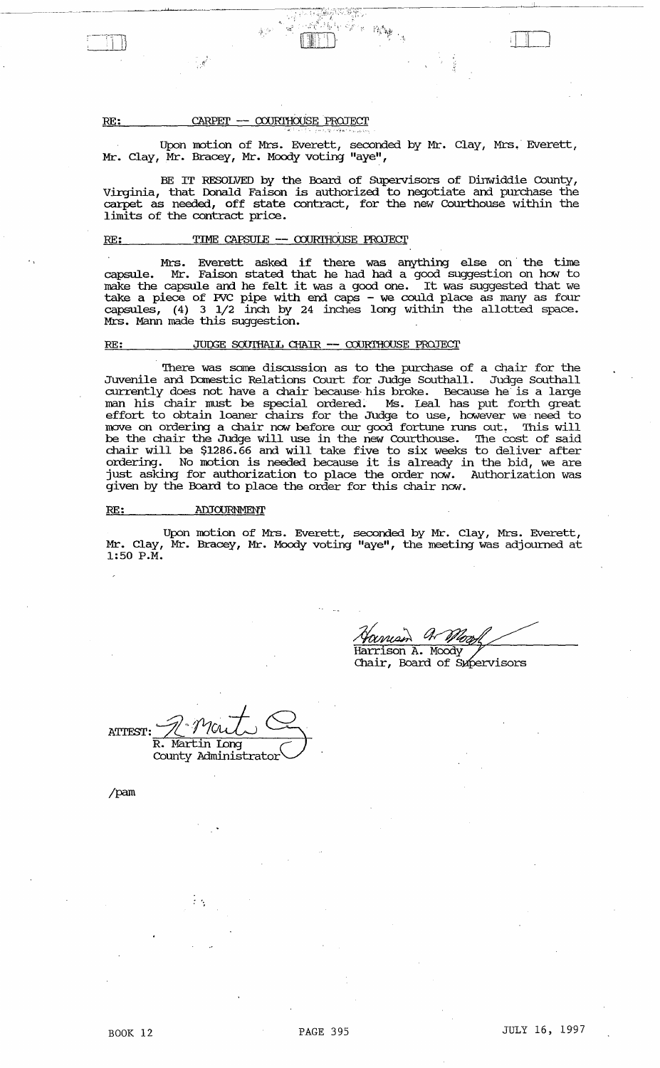RE: CARPET -- COURTHOUSE PROJECT

Upon motion of Mrs. Everett, seconded by Mr. Clay, Mrs. Everett, Mr. Clay, Mr. Bracey, Mr. Moody voting "aye",

BE IT RESOLVED by the Board of Supervisors of Dinwiddie County, Virginia, that Donald Faison is authorized to negotiate and purchase the carpet as needed, off state contract, for the new Courthouse within the limits of the contract price.

RE: TIME CAPSULE -- COURTHOUSE PROJECT

Mrs. Everett asked if there was anything else on the time capsule. Mr. Faison stated that he had had a good suggestion on how to make the capsule and he felt it was a good one. It was suggested that we take a piece of PVC pipe with end caps - we could place as many as four capsules, (4) 3 1/2 inch by 24 inches long within the allotted space. Mrs. Mann made this suggestion.

RE: JUDGE SOUTHALL CHAIR -- COURTHOUSE PROJECT

There was some discussion as to the purchase of a chair for the Juvenile and Domestic Relations Court for Judge Southall. Judge Southall currently does not have a chair because his broke. Because he is a large man his chair must be special ordered. Ms. Leal has put forth great effort to obtain loaner chairs for the Judge to use, however we need to move on ordering a chair now before our good fortune runs out. This will be the chair the Judge will use in the new Courthouse. The cost of said chair will be $1286.66 and will take five to six weeks to deliver after ordering. No motion is needed because it is already in the bid, we are just asking for authorization to place the order now. Authorization was given by the Board to place the order for this chair now.

RE: ADJOURNMENT

Upon motion of Mrs. Everett, seconded by Mr. Clay, Mrs. Everett, Mr. Clay, Mr. Bracey, Mr. Moody voting "aye", the meeting was adjourned at 1:50 P.M.

Harrison A. Moody
Chair, Board of Supervisors

ATTEST: R. Martin Long
County Administrator

/pam

BOOK 12 PAGE 395 JULY 16, 1997